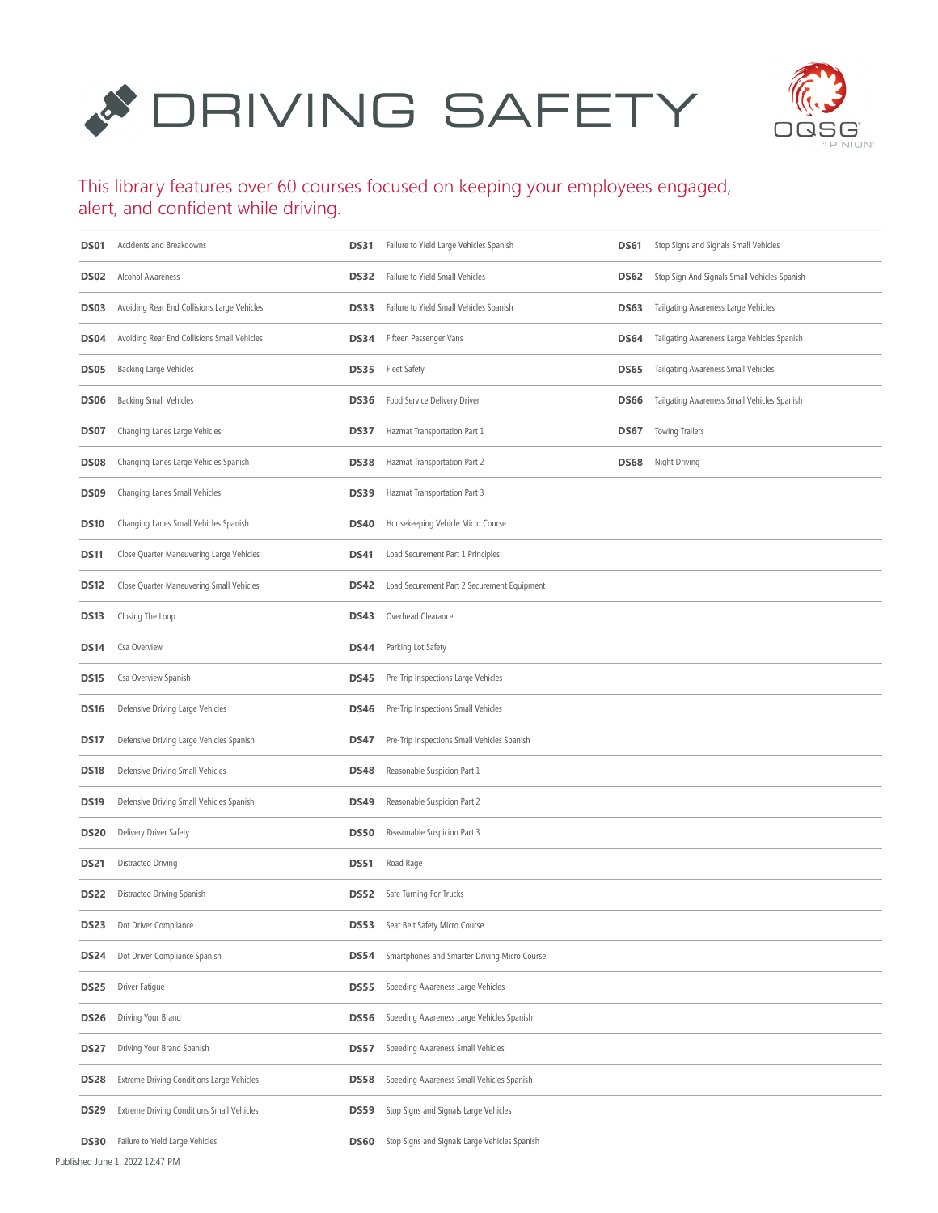# DRIVING SAFETY

OQSG by PINION

This library features over 60 courses focused on keeping your employees engaged, alert, and confident while driving.

| Code | Course | Code | Course | Code | Course |
|---|---|---|---|---|---|
| **DS01** | Accidents and Breakdowns | **DS31** | Failure to Yield Large Vehicles Spanish | **DS61** | Stop Signs and Signals Small Vehicles |
| **DS02** | Alcohol Awareness | **DS32** | Failure to Yield Small Vehicles | **DS62** | Stop Sign And Signals Small Vehicles Spanish |
| **DS03** | Avoiding Rear End Collisions Large Vehicles | **DS33** | Failure to Yield Small Vehicles Spanish | **DS63** | Tailgating Awareness Large Vehicles |
| **DS04** | Avoiding Rear End Collisions Small Vehicles | **DS34** | Fifteen Passenger Vans | **DS64** | Tailgating Awareness Large Vehicles Spanish |
| **DS05** | Backing Large Vehicles | **DS35** | Fleet Safety | **DS65** | Tailgating Awareness Small Vehicles |
| **DS06** | Backing Small Vehicles | **DS36** | Food Service Delivery Driver | **DS66** | Tailgating Awareness Small Vehicles Spanish |
| **DS07** | Changing Lanes Large Vehicles | **DS37** | Hazmat Transportation Part 1 | **DS67** | Towing Trailers |
| **DS08** | Changing Lanes Large Vehicles Spanish | **DS38** | Hazmat Transportation Part 2 | **DS68** | Night Driving |
| **DS09** | Changing Lanes Small Vehicles | **DS39** | Hazmat Transportation Part 3 | | |
| **DS10** | Changing Lanes Small Vehicles Spanish | **DS40** | Housekeeping Vehicle Micro Course | | |
| **DS11** | Close Quarter Maneuvering Large Vehicles | **DS41** | Load Securement Part 1 Principles | | |
| **DS12** | Close Quarter Maneuvering Small Vehicles | **DS42** | Load Securement Part 2 Securement Equipment | | |
| **DS13** | Closing The Loop | **DS43** | Overhead Clearance | | |
| **DS14** | Csa Overview | **DS44** | Parking Lot Safety | | |
| **DS15** | Csa Overview Spanish | **DS45** | Pre-Trip Inspections Large Vehicles | | |
| **DS16** | Defensive Driving Large Vehicles | **DS46** | Pre-Trip Inspections Small Vehicles | | |
| **DS17** | Defensive Driving Large Vehicles Spanish | **DS47** | Pre-Trip Inspections Small Vehicles Spanish | | |
| **DS18** | Defensive Driving Small Vehicles | **DS48** | Reasonable Suspicion Part 1 | | |
| **DS19** | Defensive Driving Small Vehicles Spanish | **DS49** | Reasonable Suspicion Part 2 | | |
| **DS20** | Delivery Driver Safety | **DS50** | Reasonable Suspicion Part 3 | | |
| **DS21** | Distracted Driving | **DS51** | Road Rage | | |
| **DS22** | Distracted Driving Spanish | **DS52** | Safe Turning For Trucks | | |
| **DS23** | Dot Driver Compliance | **DS53** | Seat Belt Safety Micro Course | | |
| **DS24** | Dot Driver Compliance Spanish | **DS54** | Smartphones and Smarter Driving Micro Course | | |
| **DS25** | Driver Fatigue | **DS55** | Speeding Awareness Large Vehicles | | |
| **DS26** | Driving Your Brand | **DS56** | Speeding Awareness Large Vehicles Spanish | | |
| **DS27** | Driving Your Brand Spanish | **DS57** | Speeding Awareness Small Vehicles | | |
| **DS28** | Extreme Driving Conditions Large Vehicles | **DS58** | Speeding Awareness Small Vehicles Spanish | | |
| **DS29** | Extreme Driving Conditions Small Vehicles | **DS59** | Stop Signs and Signals Large Vehicles | | |
| **DS30** | Failure to Yield Large Vehicles | **DS60** | Stop Signs and Signals Large Vehicles Spanish | | |

Published June 1, 2022 12:47 PM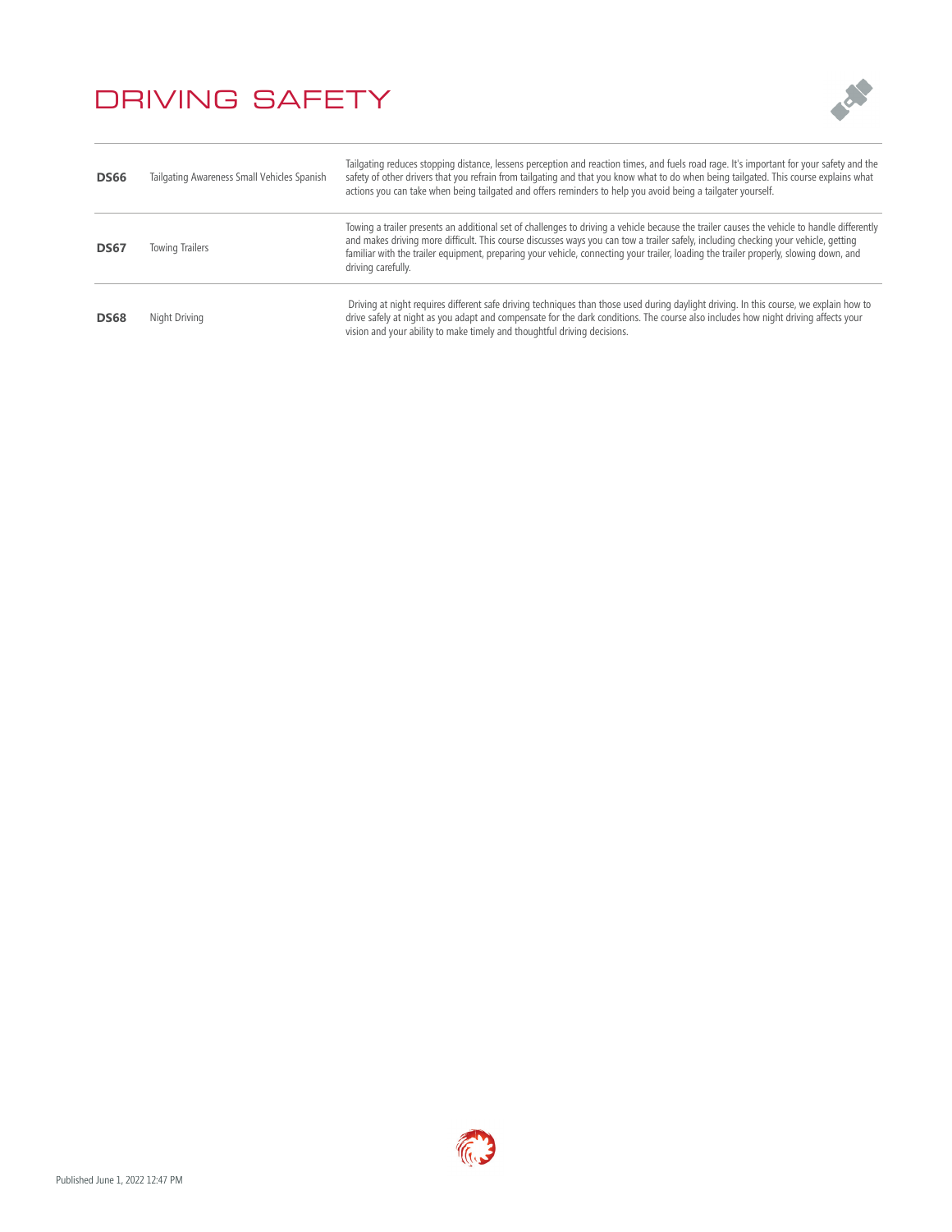# DRIVING SAFETY

| | | |
|---|---|---|
| **DS66** | Tailgating Awareness Small Vehicles Spanish | Tailgating reduces stopping distance, lessens perception and reaction times, and fuels road rage. It's important for your safety and the safety of other drivers that you refrain from tailgating and that you know what to do when being tailgated. This course explains what actions you can take when being tailgated and offers reminders to help you avoid being a tailgater yourself. |
| **DS67** | Towing Trailers | Towing a trailer presents an additional set of challenges to driving a vehicle because the trailer causes the vehicle to handle differently and makes driving more difficult. This course discusses ways you can tow a trailer safely, including checking your vehicle, getting familiar with the trailer equipment, preparing your vehicle, connecting your trailer, loading the trailer properly, slowing down, and driving carefully. |
| **DS68** | Night Driving | Driving at night requires different safe driving techniques than those used during daylight driving. In this course, we explain how to drive safely at night as you adapt and compensate for the dark conditions. The course also includes how night driving affects your vision and your ability to make timely and thoughtful driving decisions. |

Published June 1, 2022 12:47 PM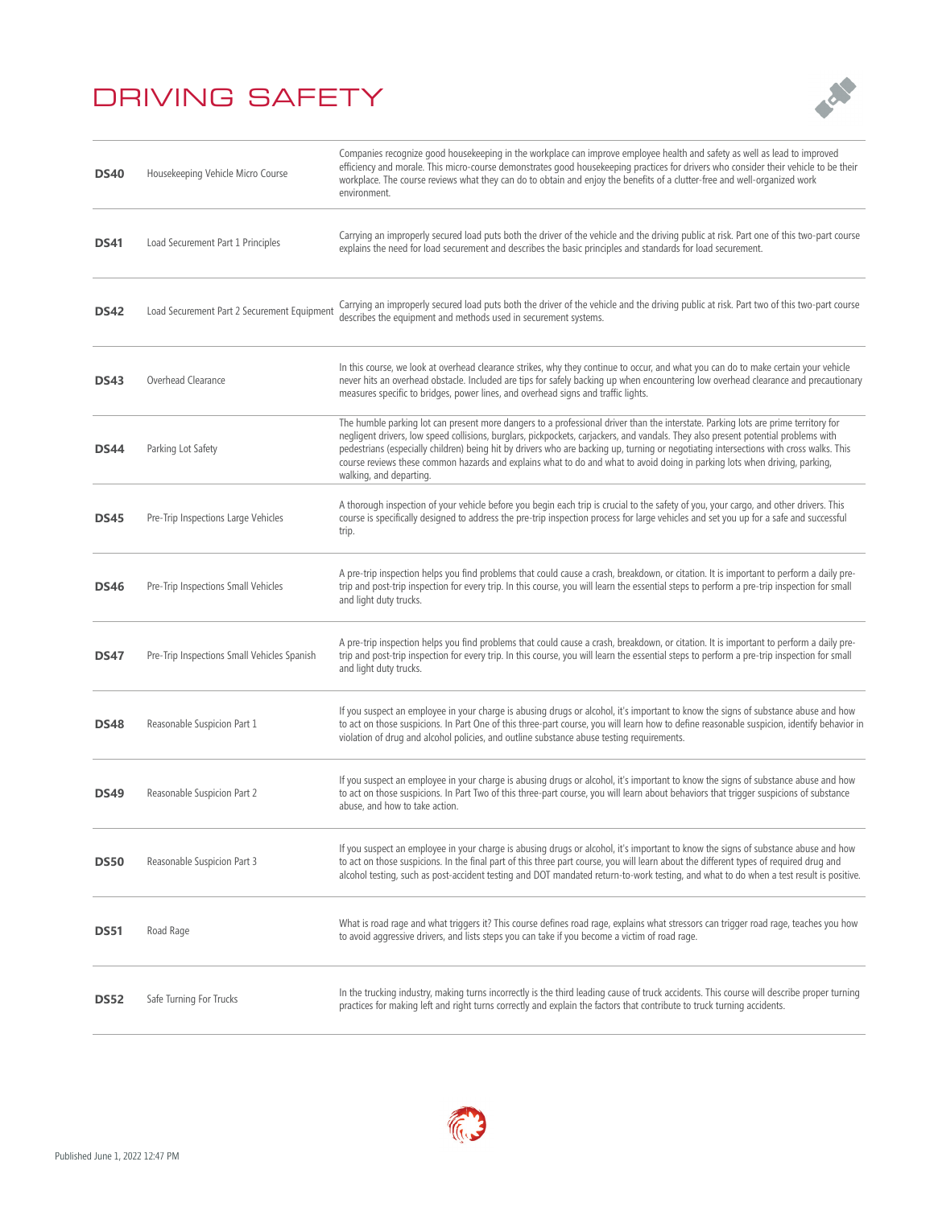# DRIVING SAFETY

| | | |
|---|---|---|
| **DS40** | Housekeeping Vehicle Micro Course | Companies recognize good housekeeping in the workplace can improve employee health and safety as well as lead to improved efficiency and morale. This micro-course demonstrates good housekeeping practices for drivers who consider their vehicle to be their workplace. The course reviews what they can do to obtain and enjoy the benefits of a clutter-free and well-organized work environment. |
| **DS41** | Load Securement Part 1 Principles | Carrying an improperly secured load puts both the driver of the vehicle and the driving public at risk. Part one of this two-part course explains the need for load securement and describes the basic principles and standards for load securement. |
| **DS42** | Load Securement Part 2 Securement Equipment | Carrying an improperly secured load puts both the driver of the vehicle and the driving public at risk. Part two of this two-part course describes the equipment and methods used in securement systems. |
| **DS43** | Overhead Clearance | In this course, we look at overhead clearance strikes, why they continue to occur, and what you can do to make certain your vehicle never hits an overhead obstacle. Included are tips for safely backing up when encountering low overhead clearance and precautionary measures specific to bridges, power lines, and overhead signs and traffic lights. |
| **DS44** | Parking Lot Safety | The humble parking lot can present more dangers to a professional driver than the interstate. Parking lots are prime territory for negligent drivers, low speed collisions, burglars, pickpockets, carjackers, and vandals. They also present potential problems with pedestrians (especially children) being hit by drivers who are backing up, turning or negotiating intersections with cross walks. This course reviews these common hazards and explains what to do and what to avoid doing in parking lots when driving, parking, walking, and departing. |
| **DS45** | Pre-Trip Inspections Large Vehicles | A thorough inspection of your vehicle before you begin each trip is crucial to the safety of you, your cargo, and other drivers. This course is specifically designed to address the pre-trip inspection process for large vehicles and set you up for a safe and successful trip. |
| **DS46** | Pre-Trip Inspections Small Vehicles | A pre-trip inspection helps you find problems that could cause a crash, breakdown, or citation. It is important to perform a daily pre-trip and post-trip inspection for every trip. In this course, you will learn the essential steps to perform a pre-trip inspection for small and light duty trucks. |
| **DS47** | Pre-Trip Inspections Small Vehicles Spanish | A pre-trip inspection helps you find problems that could cause a crash, breakdown, or citation. It is important to perform a daily pre-trip and post-trip inspection for every trip. In this course, you will learn the essential steps to perform a pre-trip inspection for small and light duty trucks. |
| **DS48** | Reasonable Suspicion Part 1 | If you suspect an employee in your charge is abusing drugs or alcohol, it's important to know the signs of substance abuse and how to act on those suspicions. In Part One of this three-part course, you will learn how to define reasonable suspicion, identify behavior in violation of drug and alcohol policies, and outline substance abuse testing requirements. |
| **DS49** | Reasonable Suspicion Part 2 | If you suspect an employee in your charge is abusing drugs or alcohol, it's important to know the signs of substance abuse and how to act on those suspicions. In Part Two of this three-part course, you will learn about behaviors that trigger suspicions of substance abuse, and how to take action. |
| **DS50** | Reasonable Suspicion Part 3 | If you suspect an employee in your charge is abusing drugs or alcohol, it's important to know the signs of substance abuse and how to act on those suspicions. In the final part of this three part course, you will learn about the different types of required drug and alcohol testing, such as post-accident testing and DOT mandated return-to-work testing, and what to do when a test result is positive. |
| **DS51** | Road Rage | What is road rage and what triggers it? This course defines road rage, explains what stressors can trigger road rage, teaches you how to avoid aggressive drivers, and lists steps you can take if you become a victim of road rage. |
| **DS52** | Safe Turning For Trucks | In the trucking industry, making turns incorrectly is the third leading cause of truck accidents. This course will describe proper turning practices for making left and right turns correctly and explain the factors that contribute to truck turning accidents. |

Published June 1, 2022 12:47 PM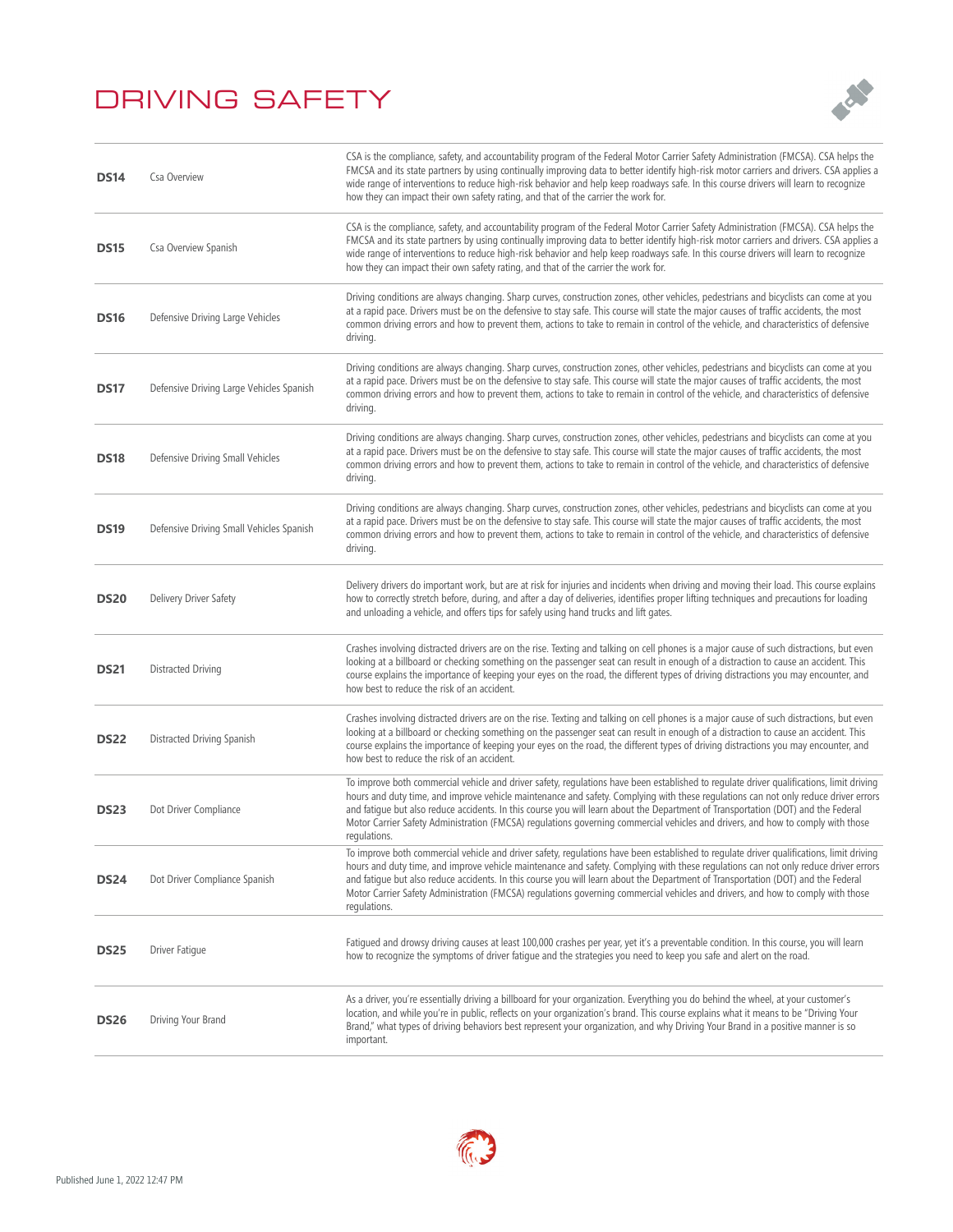# DRIVING SAFETY

| Code | Course | Description |
| --- | --- | --- |
| **DS14** | Csa Overview | CSA is the compliance, safety, and accountability program of the Federal Motor Carrier Safety Administration (FMCSA). CSA helps the FMCSA and its state partners by using continually improving data to better identify high-risk motor carriers and drivers. CSA applies a wide range of interventions to reduce high-risk behavior and help keep roadways safe. In this course drivers will learn to recognize how they can impact their own safety rating, and that of the carrier the work for. |
| **DS15** | Csa Overview Spanish | CSA is the compliance, safety, and accountability program of the Federal Motor Carrier Safety Administration (FMCSA). CSA helps the FMCSA and its state partners by using continually improving data to better identify high-risk motor carriers and drivers. CSA applies a wide range of interventions to reduce high-risk behavior and help keep roadways safe. In this course drivers will learn to recognize how they can impact their own safety rating, and that of the carrier the work for. |
| **DS16** | Defensive Driving Large Vehicles | Driving conditions are always changing. Sharp curves, construction zones, other vehicles, pedestrians and bicyclists can come at you at a rapid pace. Drivers must be on the defensive to stay safe. This course will state the major causes of traffic accidents, the most common driving errors and how to prevent them, actions to take to remain in control of the vehicle, and characteristics of defensive driving. |
| **DS17** | Defensive Driving Large Vehicles Spanish | Driving conditions are always changing. Sharp curves, construction zones, other vehicles, pedestrians and bicyclists can come at you at a rapid pace. Drivers must be on the defensive to stay safe. This course will state the major causes of traffic accidents, the most common driving errors and how to prevent them, actions to take to remain in control of the vehicle, and characteristics of defensive driving. |
| **DS18** | Defensive Driving Small Vehicles | Driving conditions are always changing. Sharp curves, construction zones, other vehicles, pedestrians and bicyclists can come at you at a rapid pace. Drivers must be on the defensive to stay safe. This course will state the major causes of traffic accidents, the most common driving errors and how to prevent them, actions to take to remain in control of the vehicle, and characteristics of defensive driving. |
| **DS19** | Defensive Driving Small Vehicles Spanish | Driving conditions are always changing. Sharp curves, construction zones, other vehicles, pedestrians and bicyclists can come at you at a rapid pace. Drivers must be on the defensive to stay safe. This course will state the major causes of traffic accidents, the most common driving errors and how to prevent them, actions to take to remain in control of the vehicle, and characteristics of defensive driving. |
| **DS20** | Delivery Driver Safety | Delivery drivers do important work, but are at risk for injuries and incidents when driving and moving their load. This course explains how to correctly stretch before, during, and after a day of deliveries, identifies proper lifting techniques and precautions for loading and unloading a vehicle, and offers tips for safely using hand trucks and lift gates. |
| **DS21** | Distracted Driving | Crashes involving distracted drivers are on the rise. Texting and talking on cell phones is a major cause of such distractions, but even looking at a billboard or checking something on the passenger seat can result in enough of a distraction to cause an accident. This course explains the importance of keeping your eyes on the road, the different types of driving distractions you may encounter, and how best to reduce the risk of an accident. |
| **DS22** | Distracted Driving Spanish | Crashes involving distracted drivers are on the rise. Texting and talking on cell phones is a major cause of such distractions, but even looking at a billboard or checking something on the passenger seat can result in enough of a distraction to cause an accident. This course explains the importance of keeping your eyes on the road, the different types of driving distractions you may encounter, and how best to reduce the risk of an accident. |
| **DS23** | Dot Driver Compliance | To improve both commercial vehicle and driver safety, regulations have been established to regulate driver qualifications, limit driving hours and duty time, and improve vehicle maintenance and safety. Complying with these regulations can not only reduce driver errors and fatigue but also reduce accidents. In this course you will learn about the Department of Transportation (DOT) and the Federal Motor Carrier Safety Administration (FMCSA) regulations governing commercial vehicles and drivers, and how to comply with those regulations. |
| **DS24** | Dot Driver Compliance Spanish | To improve both commercial vehicle and driver safety, regulations have been established to regulate driver qualifications, limit driving hours and duty time, and improve vehicle maintenance and safety. Complying with these regulations can not only reduce driver errors and fatigue but also reduce accidents. In this course you will learn about the Department of Transportation (DOT) and the Federal Motor Carrier Safety Administration (FMCSA) regulations governing commercial vehicles and drivers, and how to comply with those regulations. |
| **DS25** | Driver Fatigue | Fatigued and drowsy driving causes at least 100,000 crashes per year, yet it's a preventable condition. In this course, you will learn how to recognize the symptoms of driver fatigue and the strategies you need to keep you safe and alert on the road. |
| **DS26** | Driving Your Brand | As a driver, you're essentially driving a billboard for your organization. Everything you do behind the wheel, at your customer's location, and while you're in public, reflects on your organization's brand. This course explains what it means to be "Driving Your Brand," what types of driving behaviors best represent your organization, and why Driving Your Brand in a positive manner is so important. |

Published June 1, 2022 12:47 PM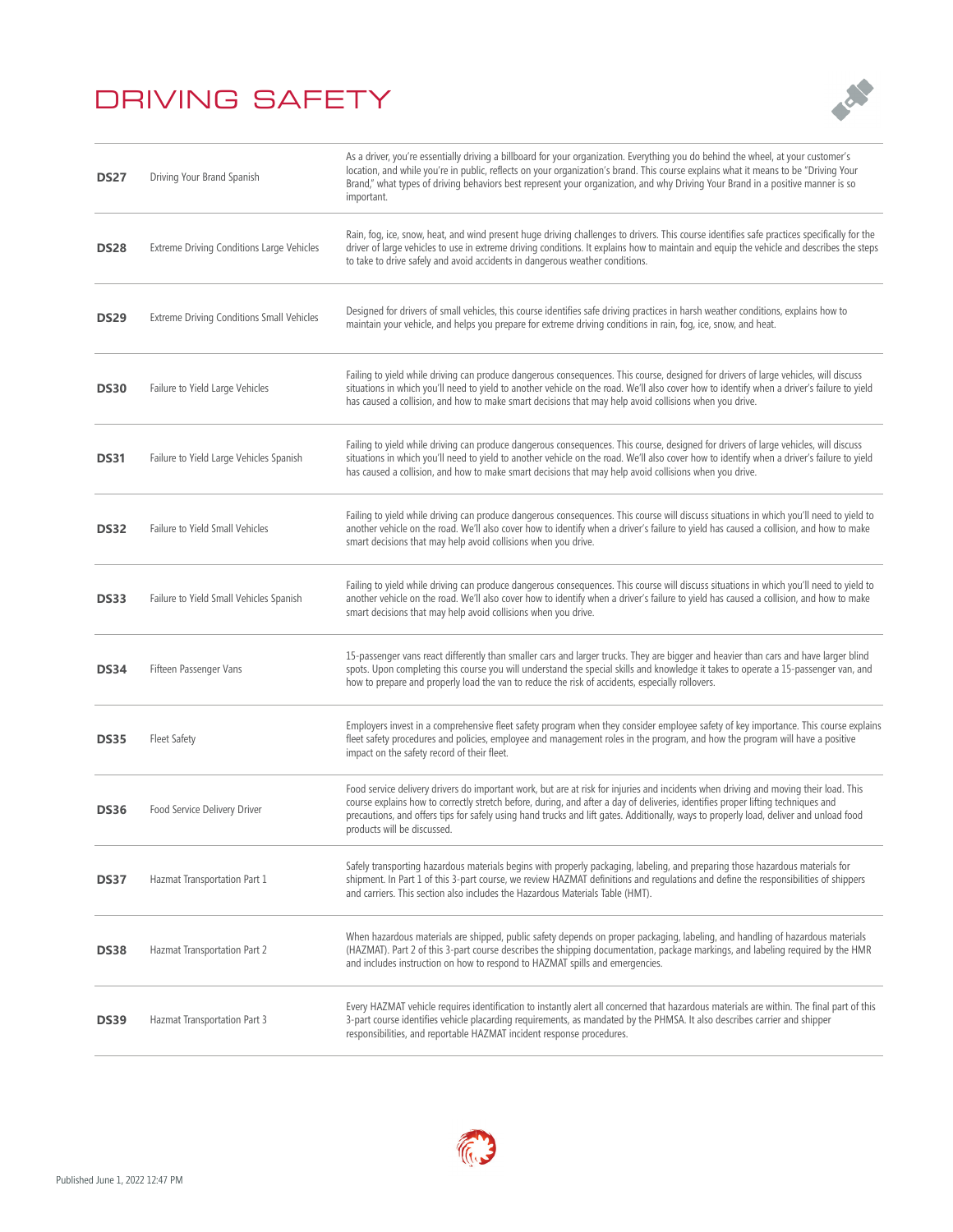# DRIVING SAFETY

| | | |
|---|---|---|
| **DS27** | Driving Your Brand Spanish | As a driver, you're essentially driving a billboard for your organization. Everything you do behind the wheel, at your customer's location, and while you're in public, reflects on your organization's brand. This course explains what it means to be "Driving Your Brand," what types of driving behaviors best represent your organization, and why Driving Your Brand in a positive manner is so important. |
| **DS28** | Extreme Driving Conditions Large Vehicles | Rain, fog, ice, snow, heat, and wind present huge driving challenges to drivers. This course identifies safe practices specifically for the driver of large vehicles to use in extreme driving conditions. It explains how to maintain and equip the vehicle and describes the steps to take to drive safely and avoid accidents in dangerous weather conditions. |
| **DS29** | Extreme Driving Conditions Small Vehicles | Designed for drivers of small vehicles, this course identifies safe driving practices in harsh weather conditions, explains how to maintain your vehicle, and helps you prepare for extreme driving conditions in rain, fog, ice, snow, and heat. |
| **DS30** | Failure to Yield Large Vehicles | Failing to yield while driving can produce dangerous consequences. This course, designed for drivers of large vehicles, will discuss situations in which you'll need to yield to another vehicle on the road. We'll also cover how to identify when a driver's failure to yield has caused a collision, and how to make smart decisions that may help avoid collisions when you drive. |
| **DS31** | Failure to Yield Large Vehicles Spanish | Failing to yield while driving can produce dangerous consequences. This course, designed for drivers of large vehicles, will discuss situations in which you'll need to yield to another vehicle on the road. We'll also cover how to identify when a driver's failure to yield has caused a collision, and how to make smart decisions that may help avoid collisions when you drive. |
| **DS32** | Failure to Yield Small Vehicles | Failing to yield while driving can produce dangerous consequences. This course will discuss situations in which you'll need to yield to another vehicle on the road. We'll also cover how to identify when a driver's failure to yield has caused a collision, and how to make smart decisions that may help avoid collisions when you drive. |
| **DS33** | Failure to Yield Small Vehicles Spanish | Failing to yield while driving can produce dangerous consequences. This course will discuss situations in which you'll need to yield to another vehicle on the road. We'll also cover how to identify when a driver's failure to yield has caused a collision, and how to make smart decisions that may help avoid collisions when you drive. |
| **DS34** | Fifteen Passenger Vans | 15-passenger vans react differently than smaller cars and larger trucks. They are bigger and heavier than cars and have larger blind spots. Upon completing this course you will understand the special skills and knowledge it takes to operate a 15-passenger van, and how to prepare and properly load the van to reduce the risk of accidents, especially rollovers. |
| **DS35** | Fleet Safety | Employers invest in a comprehensive fleet safety program when they consider employee safety of key importance. This course explains fleet safety procedures and policies, employee and management roles in the program, and how the program will have a positive impact on the safety record of their fleet. |
| **DS36** | Food Service Delivery Driver | Food service delivery drivers do important work, but are at risk for injuries and incidents when driving and moving their load. This course explains how to correctly stretch before, during, and after a day of deliveries, identifies proper lifting techniques and precautions, and offers tips for safely using hand trucks and lift gates. Additionally, ways to properly load, deliver and unload food products will be discussed. |
| **DS37** | Hazmat Transportation Part 1 | Safely transporting hazardous materials begins with properly packaging, labeling, and preparing those hazardous materials for shipment. In Part 1 of this 3-part course, we review HAZMAT definitions and regulations and define the responsibilities of shippers and carriers. This section also includes the Hazardous Materials Table (HMT). |
| **DS38** | Hazmat Transportation Part 2 | When hazardous materials are shipped, public safety depends on proper packaging, labeling, and handling of hazardous materials (HAZMAT). Part 2 of this 3-part course describes the shipping documentation, package markings, and labeling required by the HMR and includes instruction on how to respond to HAZMAT spills and emergencies. |
| **DS39** | Hazmat Transportation Part 3 | Every HAZMAT vehicle requires identification to instantly alert all concerned that hazardous materials are within. The final part of this 3-part course identifies vehicle placarding requirements, as mandated by the PHMSA. It also describes carrier and shipper responsibilities, and reportable HAZMAT incident response procedures. |

Published June 1, 2022 12:47 PM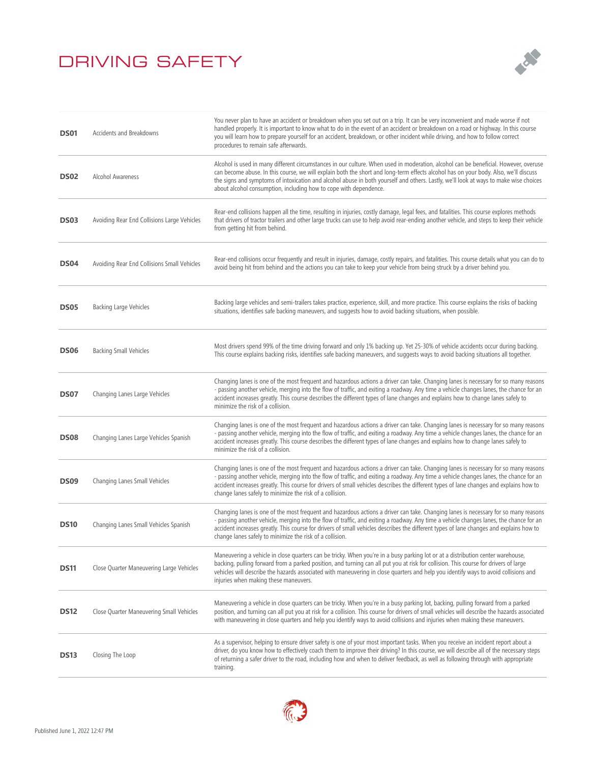# DRIVING SAFETY

| | | |
|---|---|---|
| **DS01** | Accidents and Breakdowns | You never plan to have an accident or breakdown when you set out on a trip. It can be very inconvenient and made worse if not handled properly. It is important to know what to do in the event of an accident or breakdown on a road or highway. In this course you will learn how to prepare yourself for an accident, breakdown, or other incident while driving, and how to follow correct procedures to remain safe afterwards. |
| **DS02** | Alcohol Awareness | Alcohol is used in many different circumstances in our culture. When used in moderation, alcohol can be beneficial. However, overuse can become abuse. In this course, we will explain both the short and long-term effects alcohol has on your body. Also, we'll discuss the signs and symptoms of intoxication and alcohol abuse in both yourself and others. Lastly, we'll look at ways to make wise choices about alcohol consumption, including how to cope with dependence. |
| **DS03** | Avoiding Rear End Collisions Large Vehicles | Rear-end collisions happen all the time, resulting in injuries, costly damage, legal fees, and fatalities. This course explores methods that drivers of tractor trailers and other large trucks can use to help avoid rear-ending another vehicle, and steps to keep their vehicle from getting hit from behind. |
| **DS04** | Avoiding Rear End Collisions Small Vehicles | Rear-end collisions occur frequently and result in injuries, damage, costly repairs, and fatalities. This course details what you can do to avoid being hit from behind and the actions you can take to keep your vehicle from being struck by a driver behind you. |
| **DS05** | Backing Large Vehicles | Backing large vehicles and semi-trailers takes practice, experience, skill, and more practice. This course explains the risks of backing situations, identifies safe backing maneuvers, and suggests how to avoid backing situations, when possible. |
| **DS06** | Backing Small Vehicles | Most drivers spend 99% of the time driving forward and only 1% backing up. Yet 25-30% of vehicle accidents occur during backing. This course explains backing risks, identifies safe backing maneuvers, and suggests ways to avoid backing situations all together. |
| **DS07** | Changing Lanes Large Vehicles | Changing lanes is one of the most frequent and hazardous actions a driver can take. Changing lanes is necessary for so many reasons - passing another vehicle, merging into the flow of traffic, and exiting a roadway. Any time a vehicle changes lanes, the chance for an accident increases greatly. This course describes the different types of lane changes and explains how to change lanes safely to minimize the risk of a collision. |
| **DS08** | Changing Lanes Large Vehicles Spanish | Changing lanes is one of the most frequent and hazardous actions a driver can take. Changing lanes is necessary for so many reasons - passing another vehicle, merging into the flow of traffic, and exiting a roadway. Any time a vehicle changes lanes, the chance for an accident increases greatly. This course describes the different types of lane changes and explains how to change lanes safely to minimize the risk of a collision. |
| **DS09** | Changing Lanes Small Vehicles | Changing lanes is one of the most frequent and hazardous actions a driver can take. Changing lanes is necessary for so many reasons - passing another vehicle, merging into the flow of traffic, and exiting a roadway. Any time a vehicle changes lanes, the chance for an accident increases greatly. This course for drivers of small vehicles describes the different types of lane changes and explains how to change lanes safely to minimize the risk of a collision. |
| **DS10** | Changing Lanes Small Vehicles Spanish | Changing lanes is one of the most frequent and hazardous actions a driver can take. Changing lanes is necessary for so many reasons - passing another vehicle, merging into the flow of traffic, and exiting a roadway. Any time a vehicle changes lanes, the chance for an accident increases greatly. This course for drivers of small vehicles describes the different types of lane changes and explains how to change lanes safely to minimize the risk of a collision. |
| **DS11** | Close Quarter Maneuvering Large Vehicles | Maneuvering a vehicle in close quarters can be tricky. When you're in a busy parking lot or at a distribution center warehouse, backing, pulling forward from a parked position, and turning can all put you at risk for collision. This course for drivers of large vehicles will describe the hazards associated with maneuvering in close quarters and help you identify ways to avoid collisions and injuries when making these maneuvers. |
| **DS12** | Close Quarter Maneuvering Small Vehicles | Maneuvering a vehicle in close quarters can be tricky. When you're in a busy parking lot, backing, pulling forward from a parked position, and turning can all put you at risk for a collision. This course for drivers of small vehicles will describe the hazards associated with maneuvering in close quarters and help you identify ways to avoid collisions and injuries when making these maneuvers. |
| **DS13** | Closing The Loop | As a supervisor, helping to ensure driver safety is one of your most important tasks. When you receive an incident report about a driver, do you know how to effectively coach them to improve their driving? In this course, we will describe all of the necessary steps of returning a safer driver to the road, including how and when to deliver feedback, as well as following through with appropriate training. |

Published June 1, 2022 12:47 PM